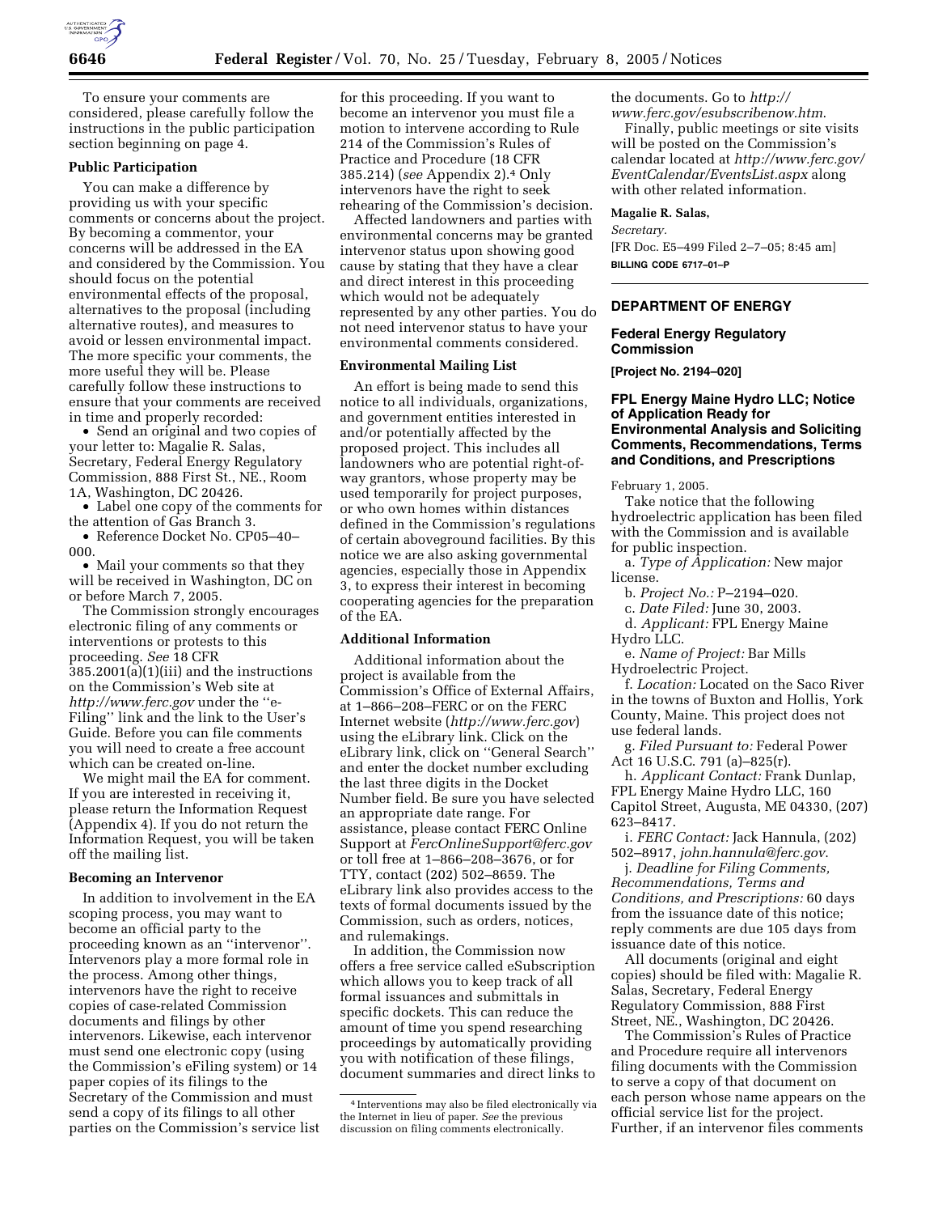To ensure your comments are considered, please carefully follow the instructions in the public participation section beginning on page 4.

**Public Participation**

You can make a difference by providing us with your specific comments or concerns about the project. By becoming a commentor, your concerns will be addressed in the EA and considered by the Commission. You should focus on the potential environmental effects of the proposal, alternatives to the proposal (including alternative routes), and measures to avoid or lessen environmental impact. The more specific your comments, the more useful they will be. Please carefully follow these instructions to ensure that your comments are received in time and properly recorded:

- Send an original and two copies of your letter to: Magalie R. Salas, Secretary, Federal Energy Regulatory Commission, 888 First St., NE., Room 1A, Washington, DC 20426.
- Label one copy of the comments for the attention of Gas Branch 3.
- Reference Docket No. CP05–40–000.
- Mail your comments so that they will be received in Washington, DC on or before March 7, 2005.

The Commission strongly encourages electronic filing of any comments or interventions or protests to this proceeding. *See* 18 CFR 385.2001(a)(1)(iii) and the instructions on the Commission's Web site at *http://www.ferc.gov* under the ''e-Filing'' link and the link to the User's Guide. Before you can file comments you will need to create a free account which can be created on-line.

We might mail the EA for comment. If you are interested in receiving it, please return the Information Request (Appendix 4). If you do not return the Information Request, you will be taken off the mailing list.

**Becoming an Intervenor**

In addition to involvement in the EA scoping process, you may want to become an official party to the proceeding known as an ''intervenor''. Intervenors play a more formal role in the process. Among other things, intervenors have the right to receive copies of case-related Commission documents and filings by other intervenors. Likewise, each intervenor must send one electronic copy (using the Commission's eFiling system) or 14 paper copies of its filings to the Secretary of the Commission and must send a copy of its filings to all other parties on the Commission's service list for this proceeding. If you want to become an intervenor you must file a motion to intervene according to Rule 214 of the Commission's Rules of Practice and Procedure (18 CFR 385.214) (*see* Appendix 2).[4] Only intervenors have the right to seek rehearing of the Commission's decision.

Affected landowners and parties with environmental concerns may be granted intervenor status upon showing good cause by stating that they have a clear and direct interest in this proceeding which would not be adequately represented by any other parties. You do not need intervenor status to have your environmental comments considered.

**Environmental Mailing List**

An effort is being made to send this notice to all individuals, organizations, and government entities interested in and/or potentially affected by the proposed project. This includes all landowners who are potential right-of-way grantors, whose property may be used temporarily for project purposes, or who own homes within distances defined in the Commission's regulations of certain aboveground facilities. By this notice we are also asking governmental agencies, especially those in Appendix 3, to express their interest in becoming cooperating agencies for the preparation of the EA.

**Additional Information**

Additional information about the project is available from the Commission's Office of External Affairs, at 1–866–208–FERC or on the FERC Internet website (*http://www.ferc.gov*) using the eLibrary link. Click on the eLibrary link, click on ''General Search'' and enter the docket number excluding the last three digits in the Docket Number field. Be sure you have selected an appropriate date range. For assistance, please contact FERC Online Support at *FercOnlineSupport@ferc.gov* or toll free at 1–866–208–3676, or for TTY, contact (202) 502–8659. The eLibrary link also provides access to the texts of formal documents issued by the Commission, such as orders, notices, and rulemakings.

In addition, the Commission now offers a free service called eSubscription which allows you to keep track of all formal issuances and submittals in specific dockets. This can reduce the amount of time you spend researching proceedings by automatically providing you with notification of these filings, document summaries and direct links to the documents. Go to *http://www.ferc.gov/esubscribenow.htm*.

Finally, public meetings or site visits will be posted on the Commission's calendar located at *http://www.ferc.gov/EventCalendar/EventsList.aspx* along with other related information.

**Magalie R. Salas,**

*Secretary.*

[FR Doc. E5–499 Filed 2–7–05; 8:45 am]

**BILLING CODE 6717–01–P**

[4] Interventions may also be filed electronically via the Internet in lieu of paper. *See* the previous discussion on filing comments electronically.

---

## DEPARTMENT OF ENERGY

### Federal Energy Regulatory Commission

**[Project No. 2194–020]**

### FPL Energy Maine Hydro LLC; Notice of Application Ready for Environmental Analysis and Soliciting Comments, Recommendations, Terms and Conditions, and Prescriptions

February 1, 2005.

Take notice that the following hydroelectric application has been filed with the Commission and is available for public inspection.

a. *Type of Application:* New major license.

b. *Project No.:* P–2194–020.

c. *Date Filed:* June 30, 2003.

d. *Applicant:* FPL Energy Maine Hydro LLC.

e. *Name of Project:* Bar Mills Hydroelectric Project.

f. *Location:* Located on the Saco River in the towns of Buxton and Hollis, York County, Maine. This project does not use federal lands.

g. *Filed Pursuant to:* Federal Power Act 16 U.S.C. 791 (a)–825(r).

h. *Applicant Contact:* Frank Dunlap, FPL Energy Maine Hydro LLC, 160 Capitol Street, Augusta, ME 04330, (207) 623–8417.

i. *FERC Contact:* Jack Hannula, (202) 502–8917, *john.hannula@ferc.gov*.

j. *Deadline for Filing Comments, Recommendations, Terms and Conditions, and Prescriptions:* 60 days from the issuance date of this notice; reply comments are due 105 days from issuance date of this notice.

All documents (original and eight copies) should be filed with: Magalie R. Salas, Secretary, Federal Energy Regulatory Commission, 888 First Street, NE., Washington, DC 20426.

The Commission's Rules of Practice and Procedure require all intervenors filing documents with the Commission to serve a copy of that document on each person whose name appears on the official service list for the project. Further, if an intervenor files comments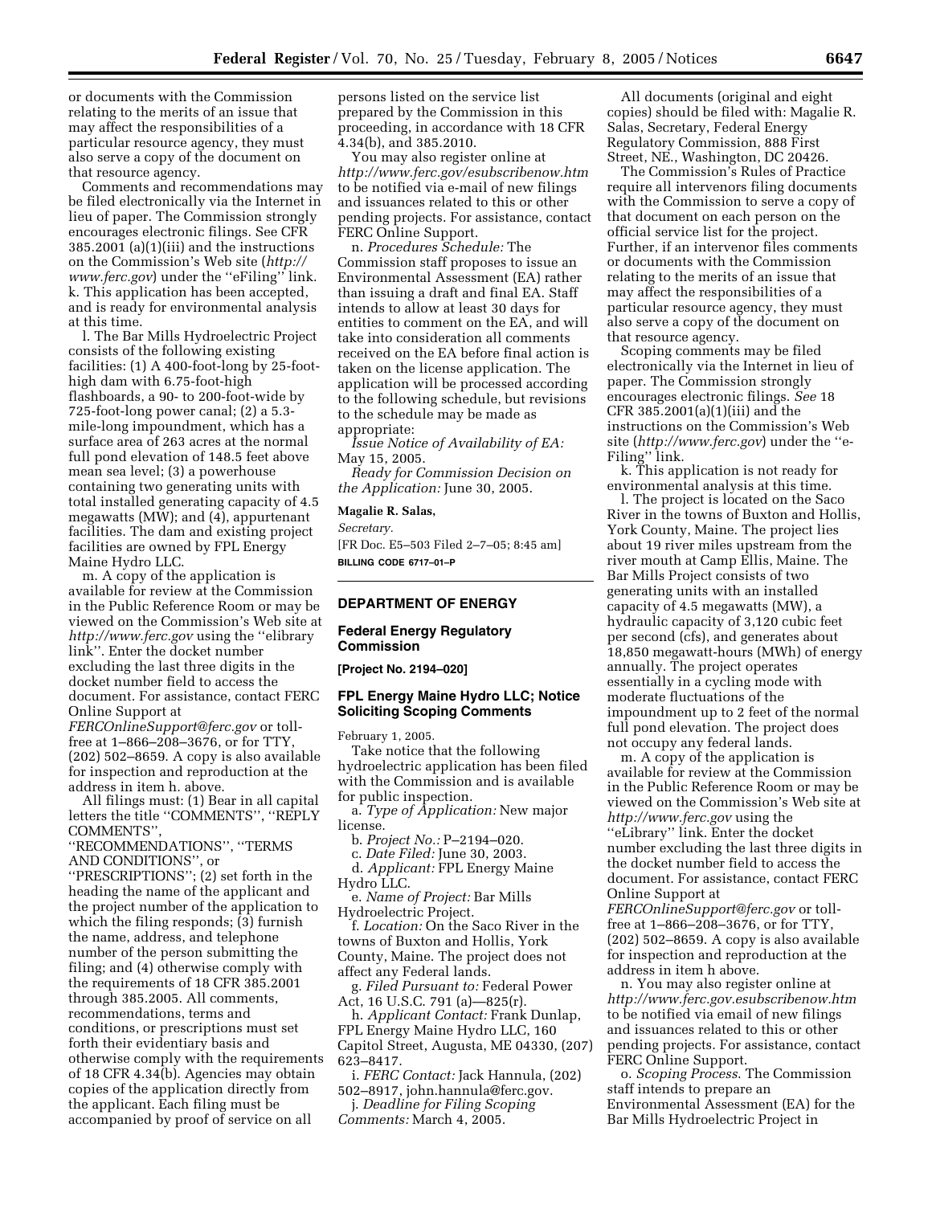or documents with the Commission relating to the merits of an issue that may affect the responsibilities of a particular resource agency, they must also serve a copy of the document on that resource agency.

Comments and recommendations may be filed electronically via the Internet in lieu of paper. The Commission strongly encourages electronic filings. See CFR 385.2001 (a)(1)(iii) and the instructions on the Commission's Web site (*http://www.ferc.gov*) under the ''eFiling'' link.

k. This application has been accepted, and is ready for environmental analysis at this time.

l. The Bar Mills Hydroelectric Project consists of the following existing facilities: (1) A 400-foot-long by 25-foot-high dam with 6.75-foot-high flashboards, a 90- to 200-foot-wide by 725-foot-long power canal; (2) a 5.3-mile-long impoundment, which has a surface area of 263 acres at the normal full pond elevation of 148.5 feet above mean sea level; (3) a powerhouse containing two generating units with total installed generating capacity of 4.5 megawatts (MW); and (4), appurtenant facilities. The dam and existing project facilities are owned by FPL Energy Maine Hydro LLC.

m. A copy of the application is available for review at the Commission in the Public Reference Room or may be viewed on the Commission's Web site at *http://www.ferc.gov* using the ''elibrary link''. Enter the docket number excluding the last three digits in the docket number field to access the document. For assistance, contact FERC Online Support at *FERCOnlineSupport@ferc.gov* or toll-free at 1–866–208–3676, or for TTY, (202) 502–8659. A copy is also available for inspection and reproduction at the address in item h. above.

All filings must: (1) Bear in all capital letters the title ''COMMENTS'', ''REPLY COMMENTS'', ''RECOMMENDATIONS'', ''TERMS AND CONDITIONS'', or ''PRESCRIPTIONS''; (2) set forth in the heading the name of the applicant and the project number of the application to which the filing responds; (3) furnish the name, address, and telephone number of the person submitting the filing; and (4) otherwise comply with the requirements of 18 CFR 385.2001 through 385.2005. All comments, recommendations, terms and conditions, or prescriptions must set forth their evidentiary basis and otherwise comply with the requirements of 18 CFR 4.34(b). Agencies may obtain copies of the application directly from the applicant. Each filing must be accompanied by proof of service on all persons listed on the service list prepared by the Commission in this proceeding, in accordance with 18 CFR 4.34(b), and 385.2010.

You may also register online at *http://www.ferc.gov/esubscribenow.htm* to be notified via e-mail of new filings and issuances related to this or other pending projects. For assistance, contact FERC Online Support.

n. *Procedures Schedule:* The Commission staff proposes to issue an Environmental Assessment (EA) rather than issuing a draft and final EA. Staff intends to allow at least 30 days for entities to comment on the EA, and will take into consideration all comments received on the EA before final action is taken on the license application. The application will be processed according to the following schedule, but revisions to the schedule may be made as appropriate:

*Issue Notice of Availability of EA:* May 15, 2005.

*Ready for Commission Decision on the Application:* June 30, 2005.

**Magalie R. Salas,**

*Secretary.*

[FR Doc. E5–503 Filed 2–7–05; 8:45 am]

**BILLING CODE 6717–01–P**

## DEPARTMENT OF ENERGY

### Federal Energy Regulatory Commission

**[Project No. 2194–020]**

### FPL Energy Maine Hydro LLC; Notice Soliciting Scoping Comments

February 1, 2005.

Take notice that the following hydroelectric application has been filed with the Commission and is available for public inspection.

a. *Type of Application:* New major license.

b. *Project No.:* P–2194–020.

c. *Date Filed:* June 30, 2003.

d. *Applicant:* FPL Energy Maine Hydro LLC.

e. *Name of Project:* Bar Mills Hydroelectric Project.

f. *Location:* On the Saco River in the towns of Buxton and Hollis, York County, Maine. The project does not affect any Federal lands.

g. *Filed Pursuant to:* Federal Power Act, 16 U.S.C. 791 (a)—825(r).

h. *Applicant Contact:* Frank Dunlap, FPL Energy Maine Hydro LLC, 160 Capitol Street, Augusta, ME 04330, (207) 623–8417.

i. *FERC Contact:* Jack Hannula, (202) 502–8917, john.hannula@ferc.gov.

j. *Deadline for Filing Scoping Comments:* March 4, 2005.

All documents (original and eight copies) should be filed with: Magalie R. Salas, Secretary, Federal Energy Regulatory Commission, 888 First Street, NE., Washington, DC 20426.

The Commission's Rules of Practice require all intervenors filing documents with the Commission to serve a copy of that document on each person on the official service list for the project. Further, if an intervenor files comments or documents with the Commission relating to the merits of an issue that may affect the responsibilities of a particular resource agency, they must also serve a copy of the document on that resource agency.

Scoping comments may be filed electronically via the Internet in lieu of paper. The Commission strongly encourages electronic filings. *See* 18 CFR 385.2001(a)(1)(iii) and the instructions on the Commission's Web site (*http://www.ferc.gov*) under the ''e-Filing'' link.

k. This application is not ready for environmental analysis at this time.

l. The project is located on the Saco River in the towns of Buxton and Hollis, York County, Maine. The project lies about 19 river miles upstream from the river mouth at Camp Ellis, Maine. The Bar Mills Project consists of two generating units with an installed capacity of 4.5 megawatts (MW), a hydraulic capacity of 3,120 cubic feet per second (cfs), and generates about 18,850 megawatt-hours (MWh) of energy annually. The project operates essentially in a cycling mode with moderate fluctuations of the impoundment up to 2 feet of the normal full pond elevation. The project does not occupy any federal lands.

m. A copy of the application is available for review at the Commission in the Public Reference Room or may be viewed on the Commission's Web site at *http://www.ferc.gov* using the ''eLibrary'' link. Enter the docket number excluding the last three digits in the docket number field to access the document. For assistance, contact FERC Online Support at *FERCOnlineSupport@ferc.gov* or toll-free at 1–866–208–3676, or for TTY, (202) 502–8659. A copy is also available for inspection and reproduction at the address in item h above.

n. You may also register online at *http://www.ferc.gov.esubscribenow.htm* to be notified via email of new filings and issuances related to this or other pending projects. For assistance, contact FERC Online Support.

o. *Scoping Process*. The Commission staff intends to prepare an Environmental Assessment (EA) for the Bar Mills Hydroelectric Project in